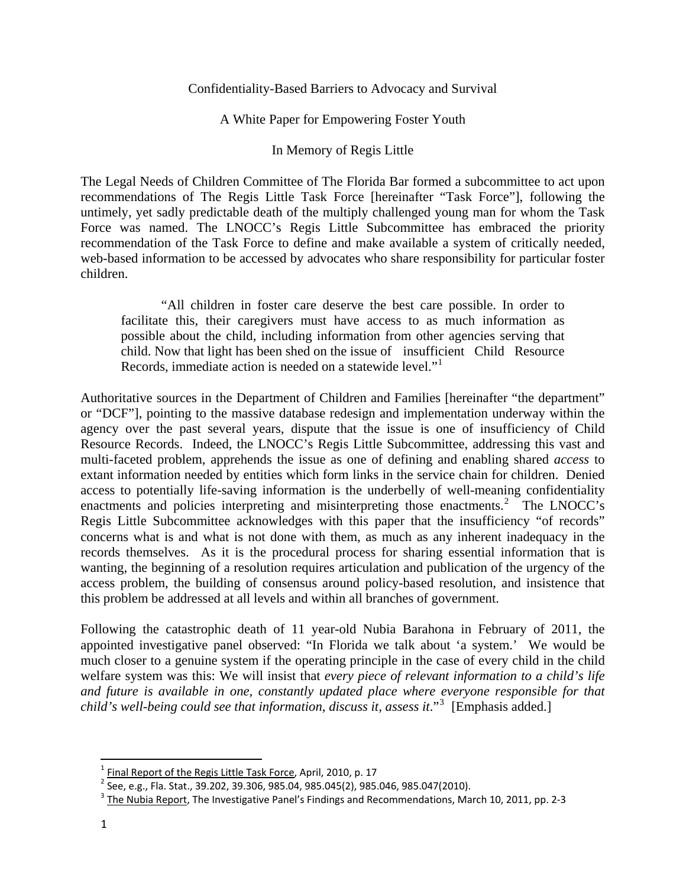# Confidentiality-Based Barriers to Advocacy and Survival

## A White Paper for Empowering Foster Youth

### In Memory of Regis Little

The Legal Needs of Children Committee of The Florida Bar formed a subcommittee to act upon recommendations of The Regis Little Task Force [hereinafter "Task Force"], following the untimely, yet sadly predictable death of the multiply challenged young man for whom the Task Force was named. The LNOCC's Regis Little Subcommittee has embraced the priority recommendation of the Task Force to define and make available a system of critically needed, web-based information to be accessed by advocates who share responsibility for particular foster children.

> "All children in foster care deserve the best care possible. In order to facilitate this, their caregivers must have access to as much information as possible about the child, including information from other agencies serving that child. Now that light has been shed on the issue of insufficient Child Resource Records, immediate action is needed on a statewide level."[1]

Authoritative sources in the Department of Children and Families [hereinafter "the department" or "DCF"], pointing to the massive database redesign and implementation underway within the agency over the past several years, dispute that the issue is one of insufficiency of Child Resource Records. Indeed, the LNOCC's Regis Little Subcommittee, addressing this vast and multi-faceted problem, apprehends the issue as one of defining and enabling shared *access* to extant information needed by entities which form links in the service chain for children. Denied access to potentially life-saving information is the underbelly of well-meaning confidentiality enactments and policies interpreting and misinterpreting those enactments.[2] The LNOCC's Regis Little Subcommittee acknowledges with this paper that the insufficiency "of records" concerns what is and what is not done with them, as much as any inherent inadequacy in the records themselves. As it is the procedural process for sharing essential information that is wanting, the beginning of a resolution requires articulation and publication of the urgency of the access problem, the building of consensus around policy-based resolution, and insistence that this problem be addressed at all levels and within all branches of government.

Following the catastrophic death of 11 year-old Nubia Barahona in February of 2011, the appointed investigative panel observed: "In Florida we talk about 'a system.' We would be much closer to a genuine system if the operating principle in the case of every child in the child welfare system was this: We will insist that *every piece of relevant information to a child's life and future is available in one, constantly updated place where everyone responsible for that child's well-being could see that information, discuss it, assess it*."[3] [Emphasis added.]

---

[1] Final Report of the Regis Little Task Force, April, 2010, p. 17

[2] See, e.g., Fla. Stat., 39.202, 39.306, 985.04, 985.045(2), 985.046, 985.047(2010).

[3] The Nubia Report, The Investigative Panel's Findings and Recommendations, March 10, 2011, pp. 2-3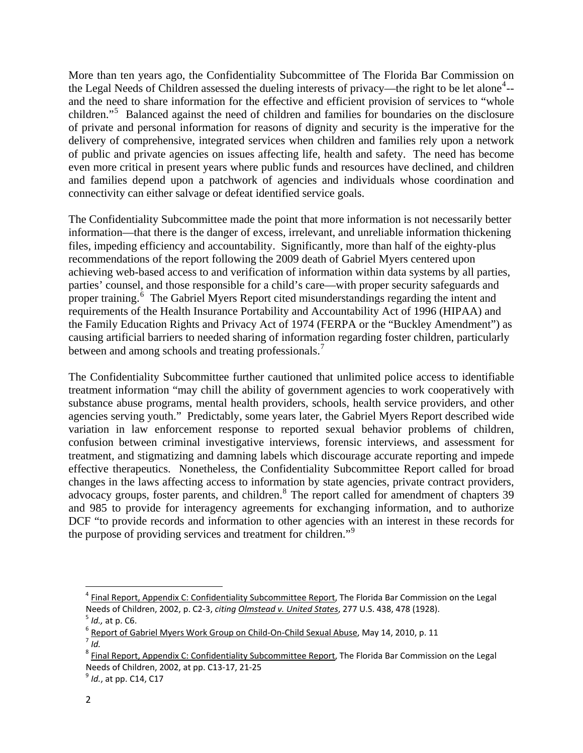More than ten years ago, the Confidentiality Subcommittee of The Florida Bar Commission on the Legal Needs of Children assessed the dueling interests of privacy—the right to be let alone[4]--and the need to share information for the effective and efficient provision of services to "whole children."[5] Balanced against the need of children and families for boundaries on the disclosure of private and personal information for reasons of dignity and security is the imperative for the delivery of comprehensive, integrated services when children and families rely upon a network of public and private agencies on issues affecting life, health and safety. The need has become even more critical in present years where public funds and resources have declined, and children and families depend upon a patchwork of agencies and individuals whose coordination and connectivity can either salvage or defeat identified service goals.

The Confidentiality Subcommittee made the point that more information is not necessarily better information—that there is the danger of excess, irrelevant, and unreliable information thickening files, impeding efficiency and accountability. Significantly, more than half of the eighty-plus recommendations of the report following the 2009 death of Gabriel Myers centered upon achieving web-based access to and verification of information within data systems by all parties, parties' counsel, and those responsible for a child's care—with proper security safeguards and proper training.[6] The Gabriel Myers Report cited misunderstandings regarding the intent and requirements of the Health Insurance Portability and Accountability Act of 1996 (HIPAA) and the Family Education Rights and Privacy Act of 1974 (FERPA or the "Buckley Amendment") as causing artificial barriers to needed sharing of information regarding foster children, particularly between and among schools and treating professionals.[7]

The Confidentiality Subcommittee further cautioned that unlimited police access to identifiable treatment information "may chill the ability of government agencies to work cooperatively with substance abuse programs, mental health providers, schools, health service providers, and other agencies serving youth." Predictably, some years later, the Gabriel Myers Report described wide variation in law enforcement response to reported sexual behavior problems of children, confusion between criminal investigative interviews, forensic interviews, and assessment for treatment, and stigmatizing and damning labels which discourage accurate reporting and impede effective therapeutics. Nonetheless, the Confidentiality Subcommittee Report called for broad changes in the laws affecting access to information by state agencies, private contract providers, advocacy groups, foster parents, and children.[8] The report called for amendment of chapters 39 and 985 to provide for interagency agreements for exchanging information, and to authorize DCF "to provide records and information to other agencies with an interest in these records for the purpose of providing services and treatment for children."[9]

---

[4] Final Report, Appendix C: Confidentiality Subcommittee Report, The Florida Bar Commission on the Legal Needs of Children, 2002, p. C2-3, *citing Olmstead v. United States*, 277 U.S. 438, 478 (1928).

[5] *Id.,* at p. C6.

[6] Report of Gabriel Myers Work Group on Child-On-Child Sexual Abuse, May 14, 2010, p. 11

[7] *Id.*

[8] Final Report, Appendix C: Confidentiality Subcommittee Report, The Florida Bar Commission on the Legal Needs of Children, 2002, at pp. C13-17, 21-25

[9] *Id.*, at pp. C14, C17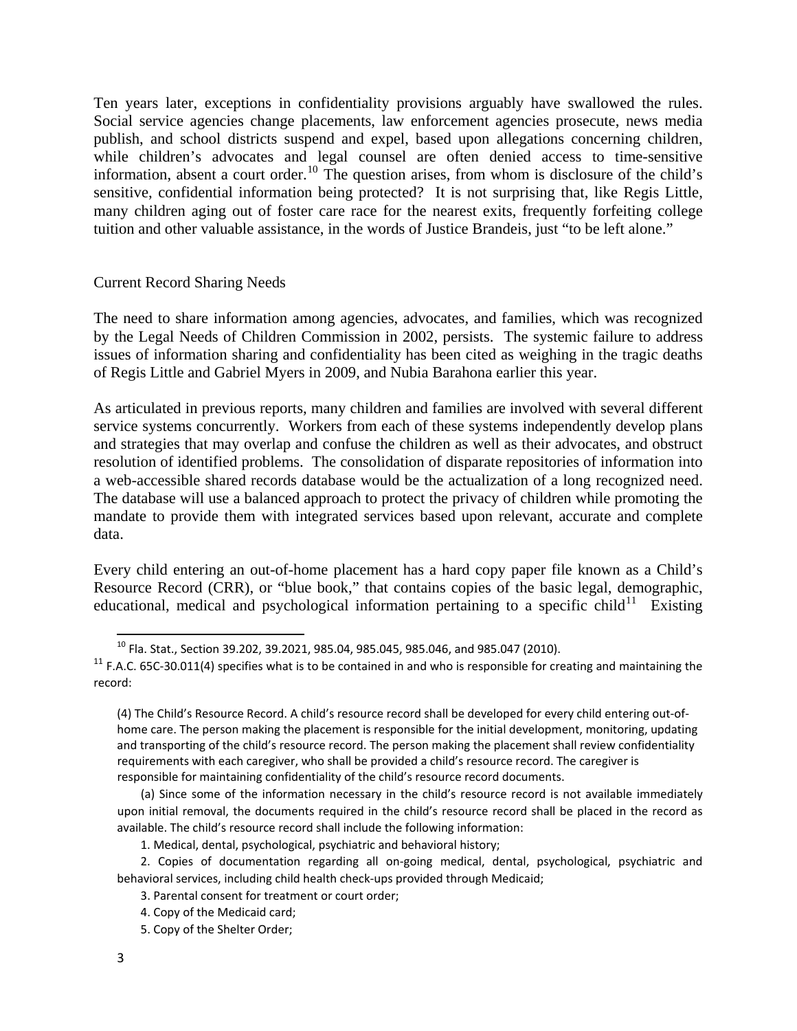Ten years later, exceptions in confidentiality provisions arguably have swallowed the rules. Social service agencies change placements, law enforcement agencies prosecute, news media publish, and school districts suspend and expel, based upon allegations concerning children, while children's advocates and legal counsel are often denied access to time-sensitive information, absent a court order.[10] The question arises, from whom is disclosure of the child's sensitive, confidential information being protected? It is not surprising that, like Regis Little, many children aging out of foster care race for the nearest exits, frequently forfeiting college tuition and other valuable assistance, in the words of Justice Brandeis, just "to be left alone."

## Current Record Sharing Needs

The need to share information among agencies, advocates, and families, which was recognized by the Legal Needs of Children Commission in 2002, persists. The systemic failure to address issues of information sharing and confidentiality has been cited as weighing in the tragic deaths of Regis Little and Gabriel Myers in 2009, and Nubia Barahona earlier this year.

As articulated in previous reports, many children and families are involved with several different service systems concurrently. Workers from each of these systems independently develop plans and strategies that may overlap and confuse the children as well as their advocates, and obstruct resolution of identified problems. The consolidation of disparate repositories of information into a web-accessible shared records database would be the actualization of a long recognized need. The database will use a balanced approach to protect the privacy of children while promoting the mandate to provide them with integrated services based upon relevant, accurate and complete data.

Every child entering an out-of-home placement has a hard copy paper file known as a Child's Resource Record (CRR), or "blue book," that contains copies of the basic legal, demographic, educational, medical and psychological information pertaining to a specific child[11] Existing

---

[10] Fla. Stat., Section 39.202, 39.2021, 985.04, 985.045, 985.046, and 985.047 (2010).

[11] F.A.C. 65C-30.011(4) specifies what is to be contained in and who is responsible for creating and maintaining the record:

> (4) The Child's Resource Record. A child's resource record shall be developed for every child entering out-of-home care. The person making the placement is responsible for the initial development, monitoring, updating and transporting of the child's resource record. The person making the placement shall review confidentiality requirements with each caregiver, who shall be provided a child's resource record. The caregiver is responsible for maintaining confidentiality of the child's resource record documents.
>
> (a) Since some of the information necessary in the child's resource record is not available immediately upon initial removal, the documents required in the child's resource record shall be placed in the record as available. The child's resource record shall include the following information:
>
> 1. Medical, dental, psychological, psychiatric and behavioral history;
>
> 2. Copies of documentation regarding all on-going medical, dental, psychological, psychiatric and behavioral services, including child health check-ups provided through Medicaid;
>
> 3. Parental consent for treatment or court order;
>
> 4. Copy of the Medicaid card;
>
> 5. Copy of the Shelter Order;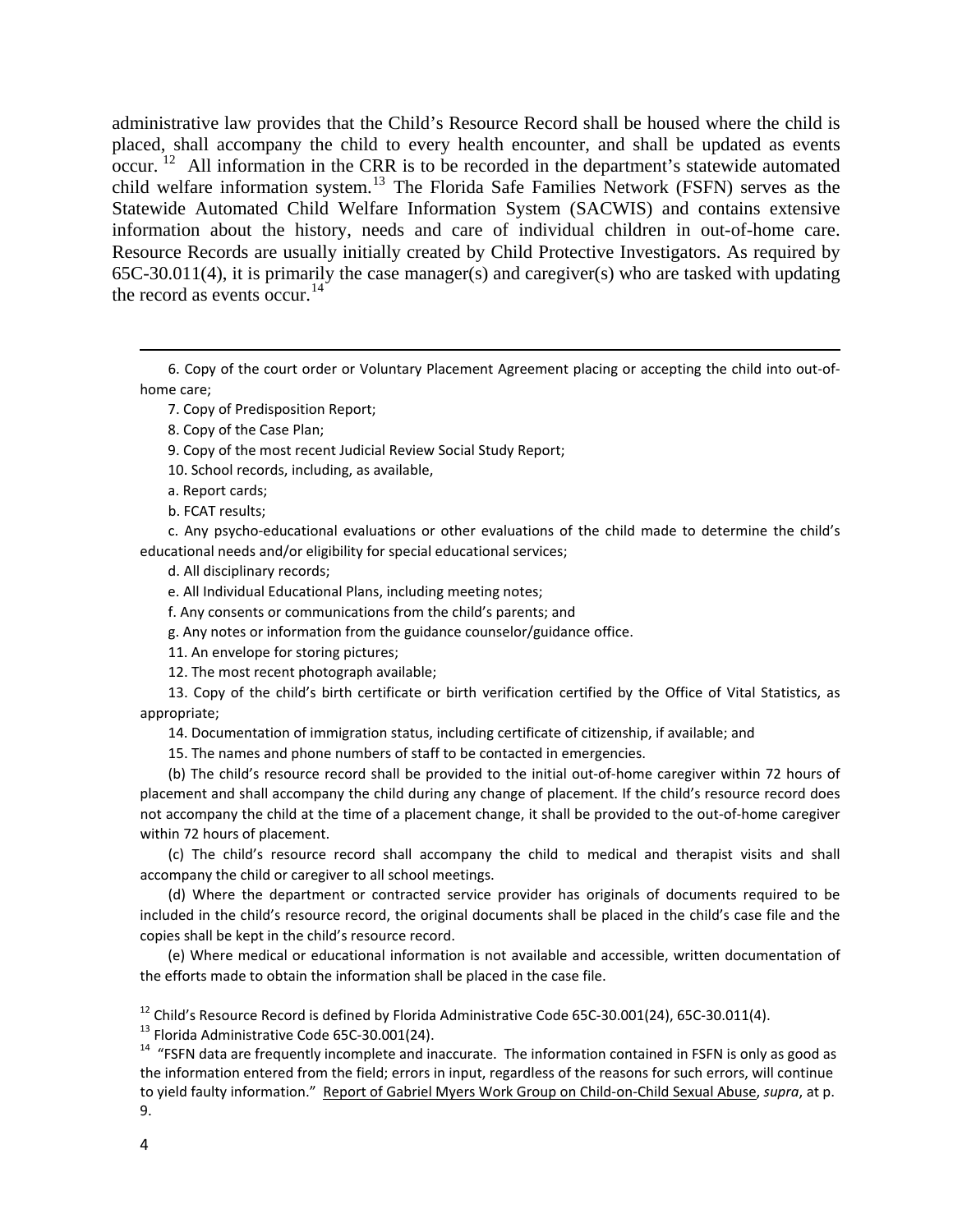administrative law provides that the Child's Resource Record shall be housed where the child is placed, shall accompany the child to every health encounter, and shall be updated as events occur.[12] All information in the CRR is to be recorded in the department's statewide automated child welfare information system.[13] The Florida Safe Families Network (FSFN) serves as the Statewide Automated Child Welfare Information System (SACWIS) and contains extensive information about the history, needs and care of individual children in out-of-home care. Resource Records are usually initially created by Child Protective Investigators. As required by 65C-30.011(4), it is primarily the case manager(s) and caregiver(s) who are tasked with updating the record as events occur.[14]

---

6. Copy of the court order or Voluntary Placement Agreement placing or accepting the child into out-of-home care;

7. Copy of Predisposition Report;

8. Copy of the Case Plan;

9. Copy of the most recent Judicial Review Social Study Report;

10. School records, including, as available,

a. Report cards;

b. FCAT results;

c. Any psycho-educational evaluations or other evaluations of the child made to determine the child's educational needs and/or eligibility for special educational services;

d. All disciplinary records;

e. All Individual Educational Plans, including meeting notes;

f. Any consents or communications from the child's parents; and

g. Any notes or information from the guidance counselor/guidance office.

11. An envelope for storing pictures;

12. The most recent photograph available;

13. Copy of the child's birth certificate or birth verification certified by the Office of Vital Statistics, as appropriate;

14. Documentation of immigration status, including certificate of citizenship, if available; and

15. The names and phone numbers of staff to be contacted in emergencies.

(b) The child's resource record shall be provided to the initial out-of-home caregiver within 72 hours of placement and shall accompany the child during any change of placement. If the child's resource record does not accompany the child at the time of a placement change, it shall be provided to the out-of-home caregiver within 72 hours of placement.

(c) The child's resource record shall accompany the child to medical and therapist visits and shall accompany the child or caregiver to all school meetings.

(d) Where the department or contracted service provider has originals of documents required to be included in the child's resource record, the original documents shall be placed in the child's case file and the copies shall be kept in the child's resource record.

(e) Where medical or educational information is not available and accessible, written documentation of the efforts made to obtain the information shall be placed in the case file.

[12] Child's Resource Record is defined by Florida Administrative Code 65C-30.001(24), 65C-30.011(4).

[13] Florida Administrative Code 65C-30.001(24).

[14] "FSFN data are frequently incomplete and inaccurate. The information contained in FSFN is only as good as the information entered from the field; errors in input, regardless of the reasons for such errors, will continue to yield faulty information." Report of Gabriel Myers Work Group on Child-on-Child Sexual Abuse, *supra*, at p. 9.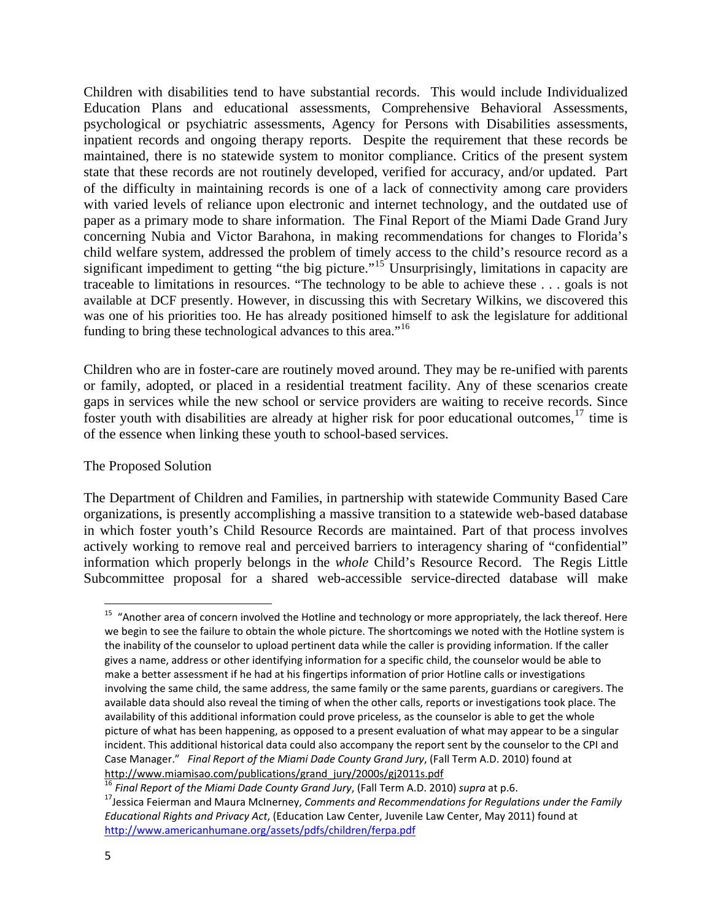Children with disabilities tend to have substantial records. This would include Individualized Education Plans and educational assessments, Comprehensive Behavioral Assessments, psychological or psychiatric assessments, Agency for Persons with Disabilities assessments, inpatient records and ongoing therapy reports. Despite the requirement that these records be maintained, there is no statewide system to monitor compliance. Critics of the present system state that these records are not routinely developed, verified for accuracy, and/or updated. Part of the difficulty in maintaining records is one of a lack of connectivity among care providers with varied levels of reliance upon electronic and internet technology, and the outdated use of paper as a primary mode to share information. The Final Report of the Miami Dade Grand Jury concerning Nubia and Victor Barahona, in making recommendations for changes to Florida's child welfare system, addressed the problem of timely access to the child's resource record as a significant impediment to getting "the big picture."[15] Unsurprisingly, limitations in capacity are traceable to limitations in resources. "The technology to be able to achieve these . . . goals is not available at DCF presently. However, in discussing this with Secretary Wilkins, we discovered this was one of his priorities too. He has already positioned himself to ask the legislature for additional funding to bring these technological advances to this area."[16]

Children who are in foster-care are routinely moved around. They may be re-unified with parents or family, adopted, or placed in a residential treatment facility. Any of these scenarios create gaps in services while the new school or service providers are waiting to receive records. Since foster youth with disabilities are already at higher risk for poor educational outcomes,[17] time is of the essence when linking these youth to school-based services.

The Proposed Solution

The Department of Children and Families, in partnership with statewide Community Based Care organizations, is presently accomplishing a massive transition to a statewide web-based database in which foster youth's Child Resource Records are maintained. Part of that process involves actively working to remove real and perceived barriers to interagency sharing of "confidential" information which properly belongs in the *whole* Child's Resource Record. The Regis Little Subcommittee proposal for a shared web-accessible service-directed database will make

---

[15] "Another area of concern involved the Hotline and technology or more appropriately, the lack thereof. Here we begin to see the failure to obtain the whole picture. The shortcomings we noted with the Hotline system is the inability of the counselor to upload pertinent data while the caller is providing information. If the caller gives a name, address or other identifying information for a specific child, the counselor would be able to make a better assessment if he had at his fingertips information of prior Hotline calls or investigations involving the same child, the same address, the same family or the same parents, guardians or caregivers. The available data should also reveal the timing of when the other calls, reports or investigations took place. The availability of this additional information could prove priceless, as the counselor is able to get the whole picture of what has been happening, as opposed to a present evaluation of what may appear to be a singular incident. This additional historical data could also accompany the report sent by the counselor to the CPI and Case Manager." *Final Report of the Miami Dade County Grand Jury*, (Fall Term A.D. 2010) found at http://www.miamisao.com/publications/grand_jury/2000s/gj2011s.pdf

[16] *Final Report of the Miami Dade County Grand Jury*, (Fall Term A.D. 2010) *supra* at p.6.

[17] Jessica Feierman and Maura McInerney, *Comments and Recommendations for Regulations under the Family Educational Rights and Privacy Act*, (Education Law Center, Juvenile Law Center, May 2011) found at http://www.americanhumane.org/assets/pdfs/children/ferpa.pdf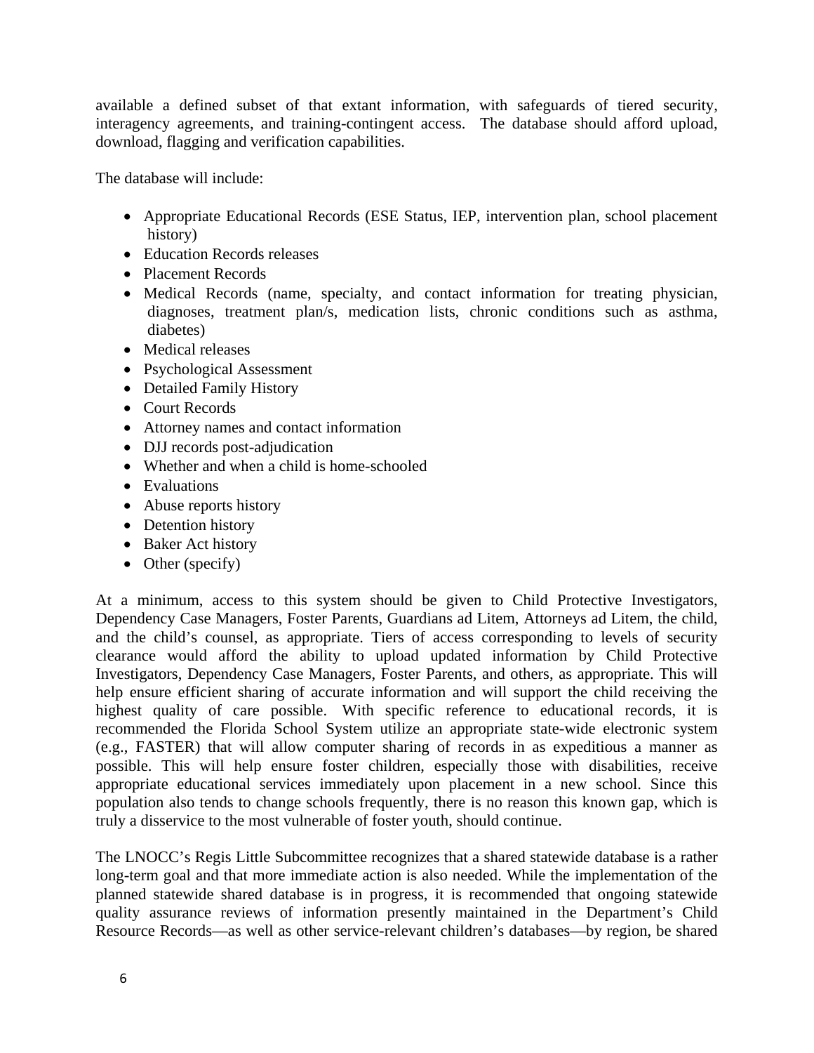available a defined subset of that extant information, with safeguards of tiered security, interagency agreements, and training-contingent access. The database should afford upload, download, flagging and verification capabilities.

The database will include:

- Appropriate Educational Records (ESE Status, IEP, intervention plan, school placement history)
- Education Records releases
- Placement Records
- Medical Records (name, specialty, and contact information for treating physician, diagnoses, treatment plan/s, medication lists, chronic conditions such as asthma, diabetes)
- Medical releases
- Psychological Assessment
- Detailed Family History
- Court Records
- Attorney names and contact information
- DJJ records post-adjudication
- Whether and when a child is home-schooled
- Evaluations
- Abuse reports history
- Detention history
- Baker Act history
- Other (specify)

At a minimum, access to this system should be given to Child Protective Investigators, Dependency Case Managers, Foster Parents, Guardians ad Litem, Attorneys ad Litem, the child, and the child's counsel, as appropriate. Tiers of access corresponding to levels of security clearance would afford the ability to upload updated information by Child Protective Investigators, Dependency Case Managers, Foster Parents, and others, as appropriate. This will help ensure efficient sharing of accurate information and will support the child receiving the highest quality of care possible. With specific reference to educational records, it is recommended the Florida School System utilize an appropriate state-wide electronic system (e.g., FASTER) that will allow computer sharing of records in as expeditious a manner as possible. This will help ensure foster children, especially those with disabilities, receive appropriate educational services immediately upon placement in a new school. Since this population also tends to change schools frequently, there is no reason this known gap, which is truly a disservice to the most vulnerable of foster youth, should continue.

The LNOCC's Regis Little Subcommittee recognizes that a shared statewide database is a rather long-term goal and that more immediate action is also needed. While the implementation of the planned statewide shared database is in progress, it is recommended that ongoing statewide quality assurance reviews of information presently maintained in the Department's Child Resource Records—as well as other service-relevant children's databases—by region, be shared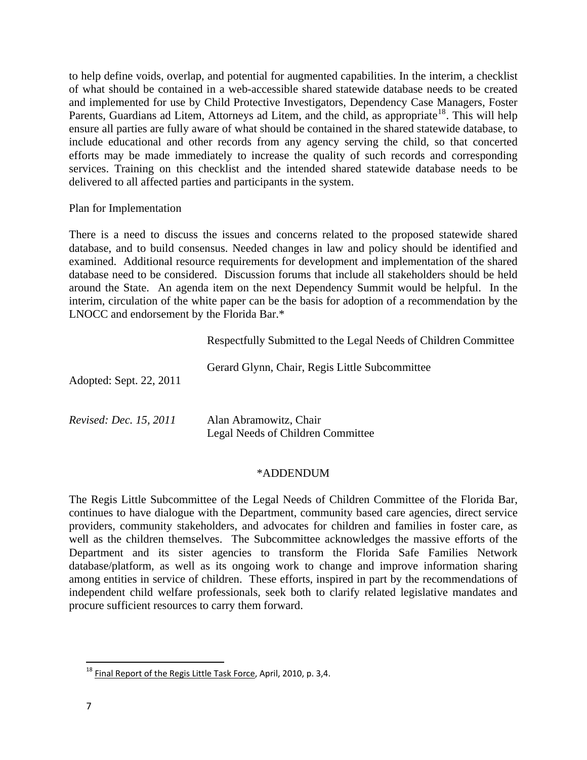to help define voids, overlap, and potential for augmented capabilities. In the interim, a checklist of what should be contained in a web-accessible shared statewide database needs to be created and implemented for use by Child Protective Investigators, Dependency Case Managers, Foster Parents, Guardians ad Litem, Attorneys ad Litem, and the child, as appropriate[18]. This will help ensure all parties are fully aware of what should be contained in the shared statewide database, to include educational and other records from any agency serving the child, so that concerted efforts may be made immediately to increase the quality of such records and corresponding services. Training on this checklist and the intended shared statewide database needs to be delivered to all affected parties and participants in the system.

Plan for Implementation

There is a need to discuss the issues and concerns related to the proposed statewide shared database, and to build consensus. Needed changes in law and policy should be identified and examined. Additional resource requirements for development and implementation of the shared database need to be considered. Discussion forums that include all stakeholders should be held around the State. An agenda item on the next Dependency Summit would be helpful. In the interim, circulation of the white paper can be the basis for adoption of a recommendation by the LNOCC and endorsement by the Florida Bar.*

Respectfully Submitted to the Legal Needs of Children Committee

Gerard Glynn, Chair, Regis Little Subcommittee

Adopted: Sept. 22, 2011

*Revised: Dec. 15, 2011*

Alan Abramowitz, Chair
Legal Needs of Children Committee

\*ADDENDUM

The Regis Little Subcommittee of the Legal Needs of Children Committee of the Florida Bar, continues to have dialogue with the Department, community based care agencies, direct service providers, community stakeholders, and advocates for children and families in foster care, as well as the children themselves. The Subcommittee acknowledges the massive efforts of the Department and its sister agencies to transform the Florida Safe Families Network database/platform, as well as its ongoing work to change and improve information sharing among entities in service of children. These efforts, inspired in part by the recommendations of independent child welfare professionals, seek both to clarify related legislative mandates and procure sufficient resources to carry them forward.

[18] Final Report of the Regis Little Task Force, April, 2010, p. 3,4.